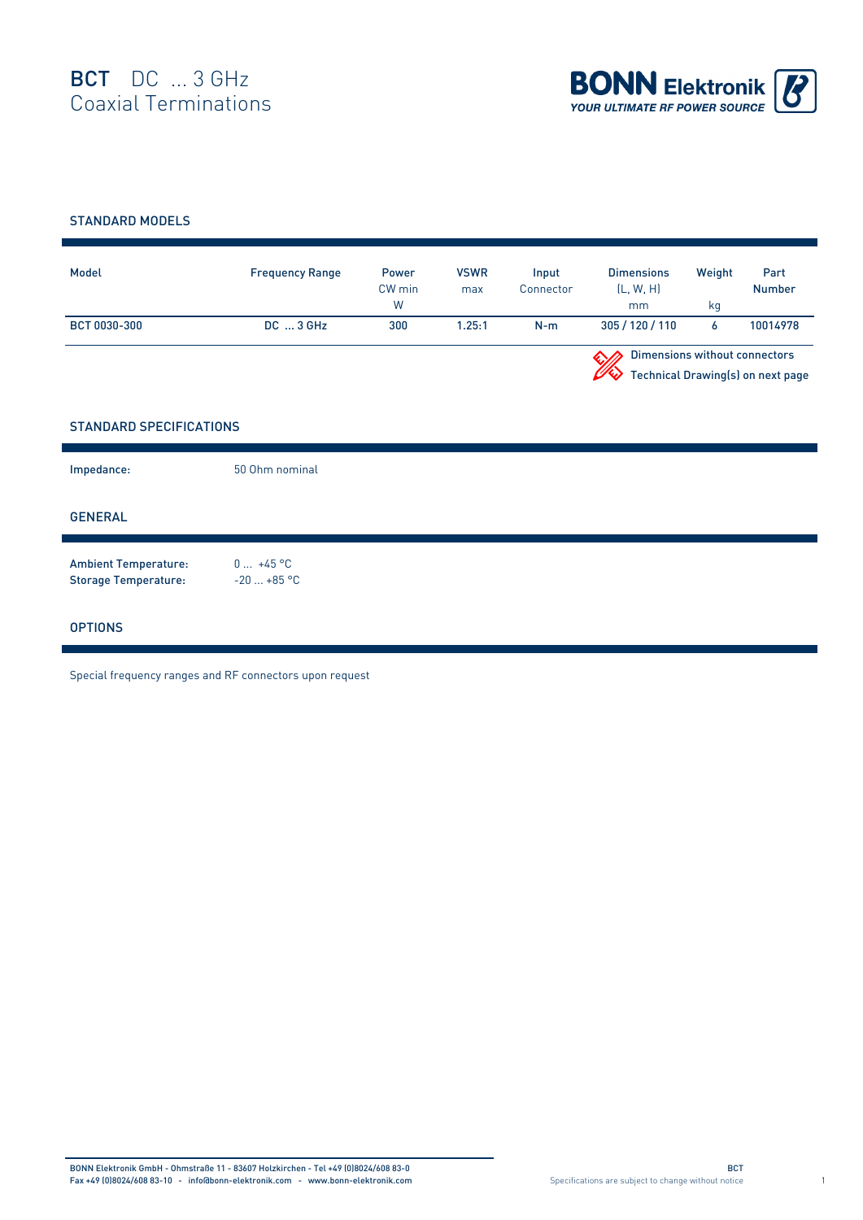# BCT DC ... 3 GHz
## Coaxial Terminations

BONN Elektronik
YOUR ULTIMATE RF POWER SOURCE

## STANDARD MODELS

| Model | Frequency Range | Power CW min W | VSWR max | Input Connector | Dimensions (L, W, H) mm | Weight kg | Part Number |
|---|---|---|---|---|---|---|---|
| BCT 0030-300 | DC ... 3 GHz | 300 | 1.25:1 | N-m | 305 / 120 / 110 | 6 | 10014978 |

Dimensions without connectors
Technical Drawing(s) on next page

## STANDARD SPECIFICATIONS

**Impedance:** 50 Ohm nominal

## GENERAL

**Ambient Temperature:** 0 ... +45 °C
**Storage Temperature:** -20 ... +85 °C

## OPTIONS

Special frequency ranges and RF connectors upon request

BONN Elektronik GmbH - Ohmstraße 11 - 83607 Holzkirchen - Tel +49 (0)8024/608 83-0
Fax +49 (0)8024/608 83-10 - info@bonn-elektronik.com - www.bonn-elektronik.com

Specifications are subject to change without notice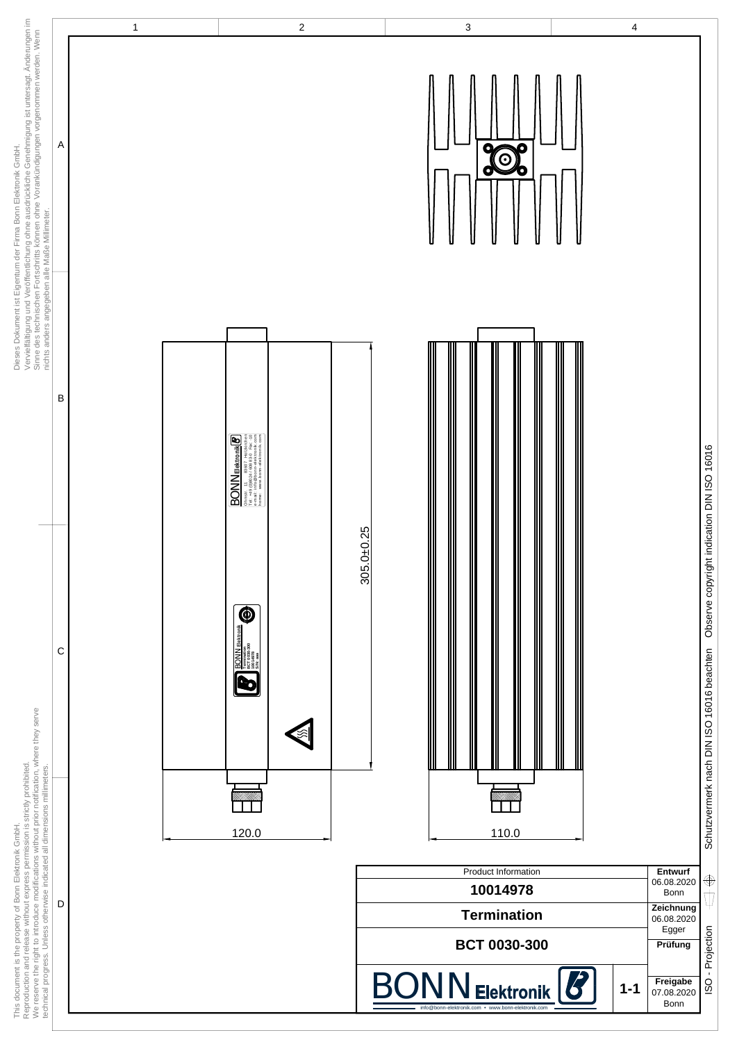Dieses Dokument ist Eigentum der Firma Bonn Elektronik GmbH. Vervielfältigung und Veröffentlichung ohne ausdrückliche Genehmigung ist untersagt. Änderungen im Sinne des technischen Fortschritts können ohne Vorankündigungen vorgenommen werden. Wenn nichts anders angegeben alle Maße Millimeter.

This document is the property of Bonn Elektronik GmbH. Reproduction and release without express permission is strictly prohibited. We reserve the right to introduce modifications without prior notification, where they serve technical progress. Unless otherwise indicated all dimensions millimeters.

305.0±0.25

120.0

110.0

| | | |
|---|---|---|
| Product Information | | **Entwurf** 06.08.2020 Bonn |
| **10014978** | | |
| **Termination** | | **Zeichnung** 06.08.2020 Egger |
| **BCT 0030-300** | | **Prüfung** |
| BONN Elektronik info@bonn-elektronik.com • www.bonn-elektronik.com | **1-1** | **Freigabe** 07.08.2020 Bonn |

Schutzvermerk nach DIN ISO 16016 beachten Observe copyright indication DIN ISO 16016

ISO - Projection